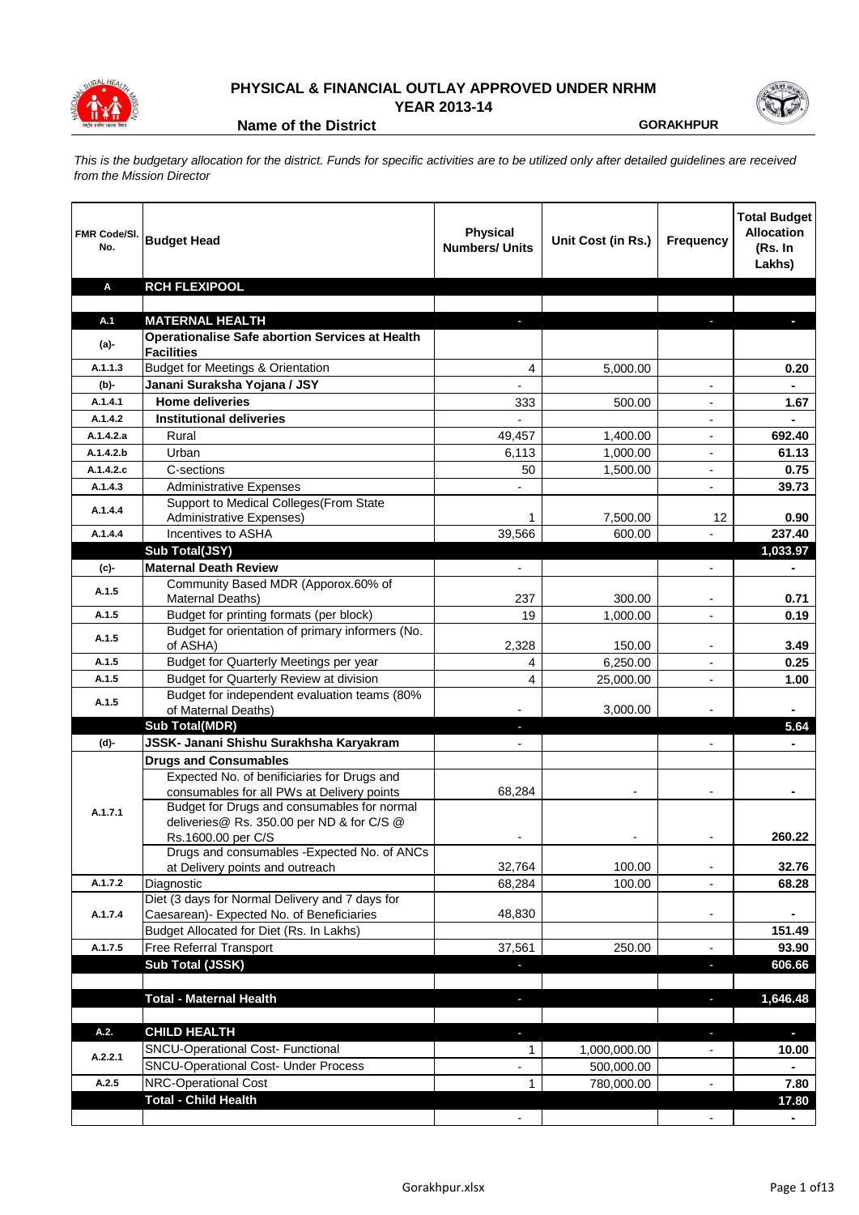# PHYSICAL & FINANCIAL OUTLAY APPROVED UNDER NRHM

## YEAR 2013-14

**Name of the District** **GORAKHPUR**

*This is the budgetary allocation for the district. Funds for specific activities are to be utilized only after detailed guidelines are received from the Mission Director*

| FMR Code/Sl. No. | Budget Head | Physical Numbers/ Units | Unit Cost (in Rs.) | Frequency | Total Budget Allocation (Rs. In Lakhs) |
|---|---|---|---|---|---|
| **A** | **RCH FLEXIPOOL** | | | | |
| | | | | | |
| **A.1** | **MATERNAL HEALTH** | - | | - | - |
| **(a)-** | **Operationalise Safe abortion Services at Health Facilities** | | | | |
| A.1.1.3 | Budget for Meetings & Orientation | 4 | 5,000.00 | | 0.20 |
| **(b)-** | **Janani Suraksha Yojana / JSY** | - | | - | - |
| A.1.4.1 | **Home deliveries** | 333 | 500.00 | - | 1.67 |
| A.1.4.2 | **Institutional deliveries** | - | | - | - |
| A.1.4.2.a | Rural | 49,457 | 1,400.00 | - | 692.40 |
| A.1.4.2.b | Urban | 6,113 | 1,000.00 | - | 61.13 |
| A.1.4.2.c | C-sections | 50 | 1,500.00 | - | 0.75 |
| A.1.4.3 | Administrative Expenses | - | | - | 39.73 |
| A.1.4.4 | Support to Medical Colleges(From State Administrative Expenses) | 1 | 7,500.00 | 12 | 0.90 |
| A.1.4.4 | Incentives to ASHA | 39,566 | 600.00 | - | 237.40 |
| | **Sub Total(JSY)** | | | | **1,033.97** |
| **(c)-** | **Maternal Death Review** | - | | - | - |
| A.1.5 | Community Based MDR (Apporox.60% of Maternal Deaths) | 237 | 300.00 | - | 0.71 |
| A.1.5 | Budget for printing formats (per block) | 19 | 1,000.00 | - | 0.19 |
| A.1.5 | Budget for orientation of primary informers (No. of ASHA) | 2,328 | 150.00 | - | 3.49 |
| A.1.5 | Budget for Quarterly Meetings per year | 4 | 6,250.00 | - | 0.25 |
| A.1.5 | Budget for Quarterly Review at division | 4 | 25,000.00 | - | 1.00 |
| A.1.5 | Budget for independent evaluation teams (80% of Maternal Deaths) | - | 3,000.00 | - | - |
| | **Sub Total(MDR)** | - | | | **5.64** |
| **(d)-** | **JSSK- Janani Shishu Surakhsha Karyakram** | - | | - | - |
| | **Drugs and Consumables** | | | | |
| A.1.7.1 | Expected No. of benificiaries for Drugs and consumables for all PWs at Delivery points | 68,284 | - | - | - |
| | Budget for Drugs and consumables for normal deliveries@ Rs. 350.00 per ND & for C/S @ Rs.1600.00 per C/S | - | - | - | 260.22 |
| | Drugs and consumables -Expected No. of ANCs at Delivery points and outreach | 32,764 | 100.00 | - | 32.76 |
| A.1.7.2 | Diagnostic | 68,284 | 100.00 | - | 68.28 |
| A.1.7.4 | Diet (3 days for Normal Delivery and 7 days for Caesarean)- Expected No. of Beneficiaries | 48,830 | | - | - |
| | Budget Allocated for Diet (Rs. In Lakhs) | | | | 151.49 |
| A.1.7.5 | Free Referral Transport | 37,561 | 250.00 | - | 93.90 |
| | **Sub Total (JSSK)** | - | | - | **606.66** |
| | | | | | |
| | **Total - Maternal Health** | - | | - | **1,646.48** |
| | | | | | |
| **A.2.** | **CHILD HEALTH** | - | | - | - |
| A.2.2.1 | SNCU-Operational Cost- Functional | 1 | 1,000,000.00 | - | 10.00 |
| | SNCU-Operational Cost- Under Process | - | 500,000.00 | | - |
| A.2.5 | NRC-Operational Cost | 1 | 780,000.00 | - | 7.80 |
| | **Total - Child Health** | | | | **17.80** |
| | | - | | - | - |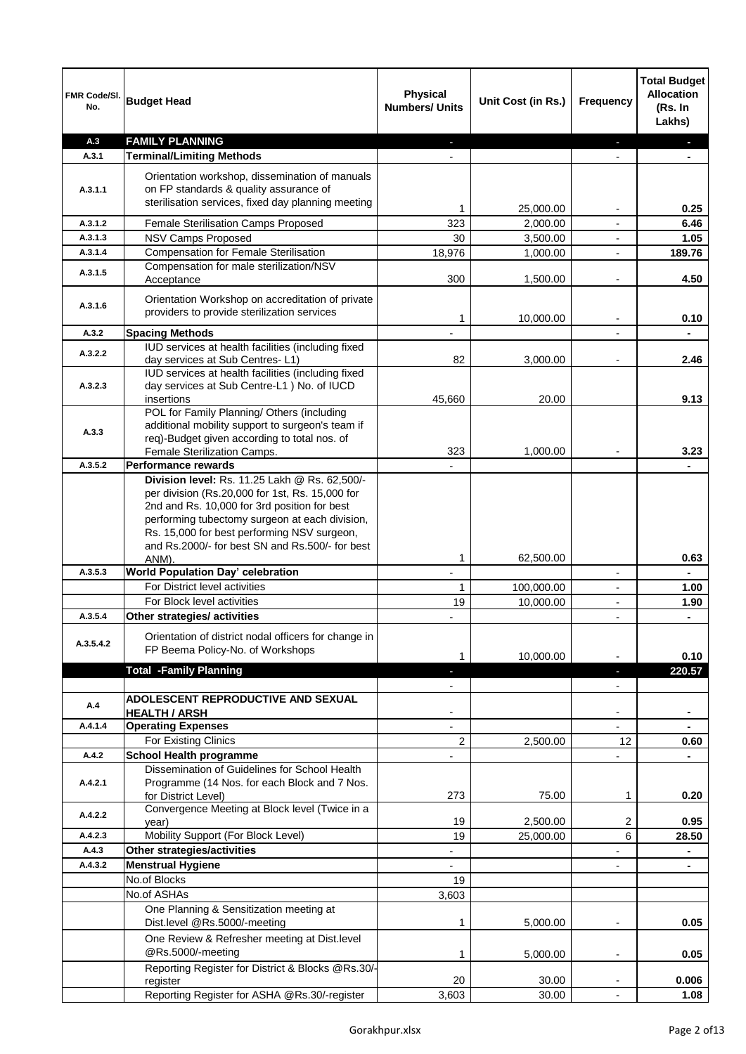| FMR Code/Sl. No. | Budget Head | Physical Numbers/ Units | Unit Cost (in Rs.) | Frequency | Total Budget Allocation (Rs. In Lakhs) |
|---|---|---|---|---|---|
| A.3 | **FAMILY PLANNING** | - | | - | - |
| A.3.1 | **Terminal/Limiting Methods** | - | | - | - |
| A.3.1.1 | Orientation workshop, dissemination of manuals on FP standards & quality assurance of sterilisation services, fixed day planning meeting | 1 | 25,000.00 | - | 0.25 |
| A.3.1.2 | Female Sterilisation Camps Proposed | 323 | 2,000.00 | - | 6.46 |
| A.3.1.3 | NSV Camps Proposed | 30 | 3,500.00 | - | 1.05 |
| A.3.1.4 | Compensation for Female Sterilisation | 18,976 | 1,000.00 | - | 189.76 |
| A.3.1.5 | Compensation for male sterilization/NSV Acceptance | 300 | 1,500.00 | - | 4.50 |
| A.3.1.6 | Orientation Workshop on accreditation of private providers to provide sterilization services | 1 | 10,000.00 | - | 0.10 |
| A.3.2 | **Spacing Methods** | - | | - | - |
| A.3.2.2 | IUD services at health facilities (including fixed day services at Sub Centres- L1) | 82 | 3,000.00 | - | 2.46 |
| A.3.2.3 | IUD services at health facilities (including fixed day services at Sub Centre-L1 ) No. of IUCD insertions | 45,660 | 20.00 | | 9.13 |
| A.3.3 | POL for Family Planning/ Others (including additional mobility support to surgeon's team if req)-Budget given according to total nos. of Female Sterilization Camps. | 323 | 1,000.00 | - | 3.23 |
| A.3.5.2 | **Performance rewards** | - | | | - |
| | **Division level:** Rs. 11.25 Lakh @ Rs. 62,500/- per division (Rs.20,000 for 1st, Rs. 15,000 for 2nd and Rs. 10,000 for 3rd position for best performing tubectomy surgeon at each division, Rs. 15,000 for best performing NSV surgeon, and Rs.2000/- for best SN and Rs.500/- for best ANM). | 1 | 62,500.00 | | 0.63 |
| A.3.5.3 | **World Population Day' celebration** | - | | - | - |
| | For District level activities | 1 | 100,000.00 | - | 1.00 |
| | For Block level activities | 19 | 10,000.00 | - | 1.90 |
| A.3.5.4 | **Other strategies/ activities** | - | | - | - |
| A.3.5.4.2 | Orientation of district nodal officers for change in FP Beema Policy-No. of Workshops | 1 | 10,000.00 | - | 0.10 |
| | **Total -Family Planning** | - | | - | **220.57** |
| | | - | | - | |
| A.4 | **ADOLESCENT REPRODUCTIVE AND SEXUAL HEALTH / ARSH** | - | | - | - |
| A.4.1.4 | **Operating Expenses** | - | | - | - |
| | For Existing Clinics | 2 | 2,500.00 | 12 | 0.60 |
| A.4.2 | **School Health programme** | - | | - | - |
| A.4.2.1 | Dissemination of Guidelines for School Health Programme (14 Nos. for each Block and 7 Nos. for District Level) | 273 | 75.00 | 1 | 0.20 |
| A.4.2.2 | Convergence Meeting at Block level (Twice in a year) | 19 | 2,500.00 | 2 | 0.95 |
| A.4.2.3 | Mobility Support (For Block Level) | 19 | 25,000.00 | 6 | 28.50 |
| A.4.3 | **Other strategies/activities** | - | | - | - |
| A.4.3.2 | **Menstrual Hygiene** | - | | - | - |
| | No.of Blocks | 19 | | | |
| | No.of ASHAs | 3,603 | | | |
| | One Planning & Sensitization meeting at Dist.level @Rs.5000/-meeting | 1 | 5,000.00 | - | 0.05 |
| | One Review & Refresher meeting at Dist.level @Rs.5000/-meeting | 1 | 5,000.00 | - | 0.05 |
| | Reporting Register for District & Blocks @Rs.30/-register | 20 | 30.00 | - | 0.006 |
| | Reporting Register for ASHA @Rs.30/-register | 3,603 | 30.00 | - | 1.08 |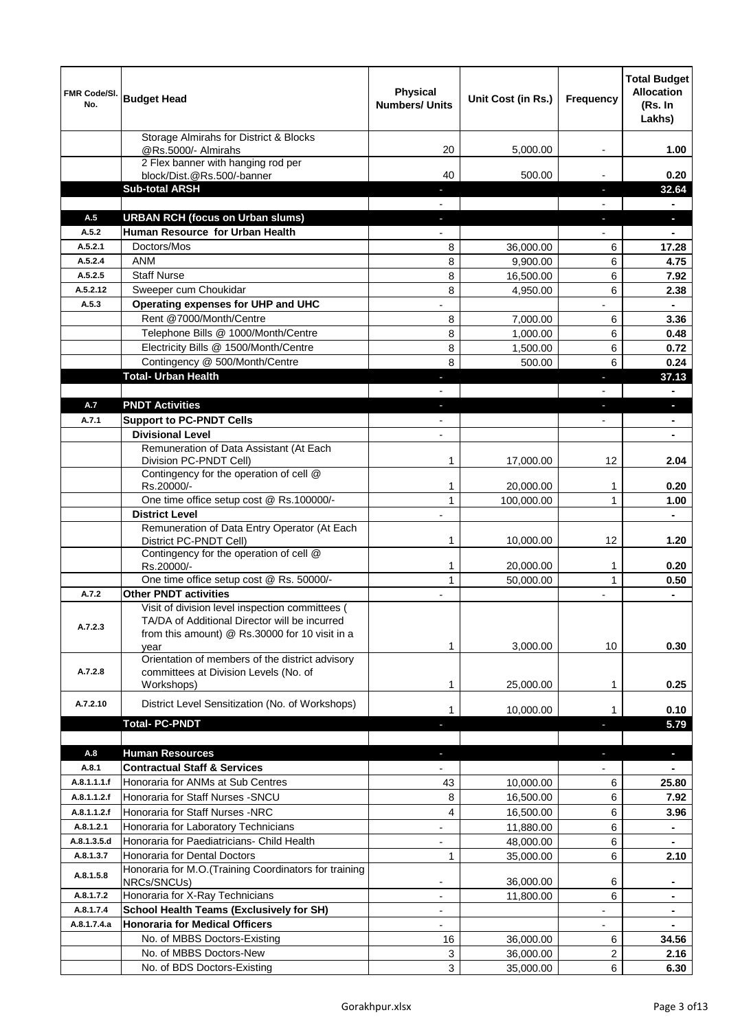| FMR Code/Sl. No. | Budget Head | Physical Numbers/ Units | Unit Cost (in Rs.) | Frequency | Total Budget Allocation (Rs. In Lakhs) |
|---|---|---|---|---|---|
| | Storage Almirahs for District & Blocks @Rs.5000/- Almirahs | 20 | 5,000.00 | - | 1.00 |
| | 2 Flex banner with hanging rod per block/Dist.@Rs.500/-banner | 40 | 500.00 | - | 0.20 |
| | **Sub-total ARSH** | - | | - | **32.64** |
| | | - | | - | - |
| **A.5** | **URBAN RCH (focus on Urban slums)** | - | | - | - |
| **A.5.2** | **Human Resource for Urban Health** | - | | - | - |
| A.5.2.1 | Doctors/Mos | 8 | 36,000.00 | 6 | 17.28 |
| A.5.2.4 | ANM | 8 | 9,900.00 | 6 | 4.75 |
| A.5.2.5 | Staff Nurse | 8 | 16,500.00 | 6 | 7.92 |
| A.5.2.12 | Sweeper cum Choukidar | 8 | 4,950.00 | 6 | 2.38 |
| **A.5.3** | **Operating expenses for UHP and UHC** | - | | - | - |
| | Rent @7000/Month/Centre | 8 | 7,000.00 | 6 | 3.36 |
| | Telephone Bills @ 1000/Month/Centre | 8 | 1,000.00 | 6 | 0.48 |
| | Electricity Bills @ 1500/Month/Centre | 8 | 1,500.00 | 6 | 0.72 |
| | Contingency @ 500/Month/Centre | 8 | 500.00 | 6 | 0.24 |
| | **Total- Urban Health** | - | | - | **37.13** |
| | | - | | - | - |
| **A.7** | **PNDT Activities** | - | | - | - |
| **A.7.1** | **Support to PC-PNDT Cells** | - | | - | - |
| | **Divisional Level** | - | | | - |
| | Remuneration of Data Assistant (At Each Division PC-PNDT Cell) | 1 | 17,000.00 | 12 | 2.04 |
| | Contingency for the operation of cell @ Rs.20000/- | 1 | 20,000.00 | 1 | 0.20 |
| | One time office setup cost @ Rs.100000/- | 1 | 100,000.00 | 1 | 1.00 |
| | **District Level** | - | | | - |
| | Remuneration of Data Entry Operator (At Each District PC-PNDT Cell) | 1 | 10,000.00 | 12 | 1.20 |
| | Contingency for the operation of cell @ Rs.20000/- | 1 | 20,000.00 | 1 | 0.20 |
| | One time office setup cost @ Rs. 50000/- | 1 | 50,000.00 | 1 | 0.50 |
| **A.7.2** | **Other PNDT activities** | - | | - | - |
| A.7.2.3 | Visit of division level inspection committees ( TA/DA of Additional Director will be incurred from this amount) @ Rs.30000 for 10 visit in a year | 1 | 3,000.00 | 10 | 0.30 |
| A.7.2.8 | Orientation of members of the district advisory committees at Division Levels (No. of Workshops) | 1 | 25,000.00 | 1 | 0.25 |
| A.7.2.10 | District Level Sensitization (No. of Workshops) | 1 | 10,000.00 | 1 | 0.10 |
| | **Total- PC-PNDT** | - | | - | **5.79** |
| | | | | | |
| **A.8** | **Human Resources** | - | | - | - |
| **A.8.1** | **Contractual Staff & Services** | - | | - | - |
| A.8.1.1.1.f | Honoraria for ANMs at Sub Centres | 43 | 10,000.00 | 6 | 25.80 |
| A.8.1.1.2.f | Honoraria for Staff Nurses -SNCU | 8 | 16,500.00 | 6 | 7.92 |
| A.8.1.1.2.f | Honoraria for Staff Nurses -NRC | 4 | 16,500.00 | 6 | 3.96 |
| A.8.1.2.1 | Honoraria for Laboratory Technicians | - | 11,880.00 | 6 | - |
| A.8.1.3.5.d | Honoraria for Paediatricians- Child Health | - | 48,000.00 | 6 | - |
| A.8.1.3.7 | Honoraria for Dental Doctors | 1 | 35,000.00 | 6 | 2.10 |
| A.8.1.5.8 | Honoraria for M.O.(Training Coordinators for training NRCs/SNCUs) | - | 36,000.00 | 6 | - |
| A.8.1.7.2 | Honoraria for X-Ray Technicians | - | 11,800.00 | 6 | - |
| A.8.1.7.4 | **School Health Teams (Exclusively for SH)** | - | | - | - |
| A.8.1.7.4.a | **Honoraria for Medical Officers** | - | | - | - |
| | No. of MBBS Doctors-Existing | 16 | 36,000.00 | 6 | 34.56 |
| | No. of MBBS Doctors-New | 3 | 36,000.00 | 2 | 2.16 |
| | No. of BDS Doctors-Existing | 3 | 35,000.00 | 6 | 6.30 |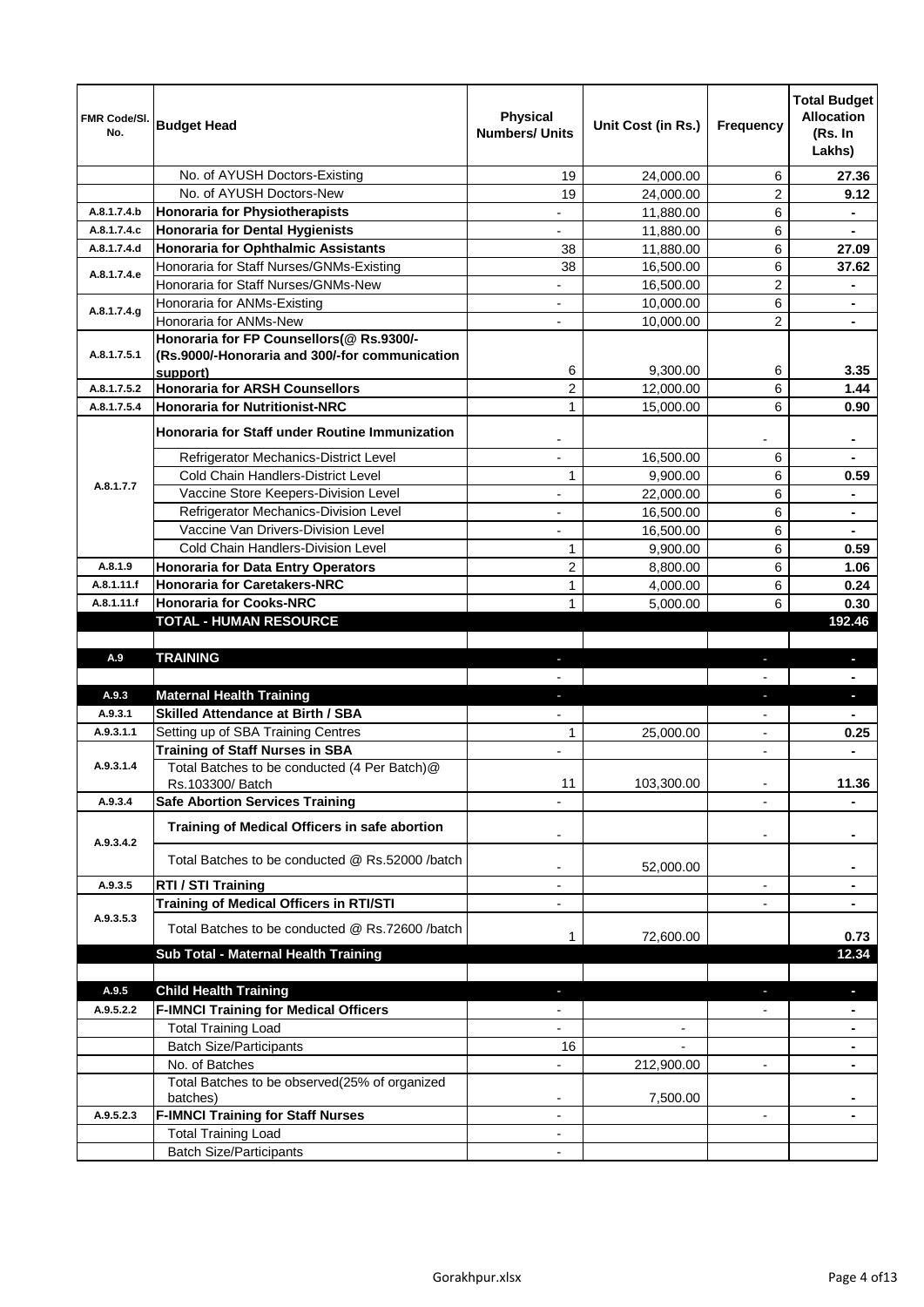| FMR Code/Sl. No. | Budget Head | Physical Numbers/ Units | Unit Cost (in Rs.) | Frequency | Total Budget Allocation (Rs. In Lakhs) |
|---|---|---|---|---|---|
| | No. of AYUSH Doctors-Existing | 19 | 24,000.00 | 6 | **27.36** |
| | No. of AYUSH Doctors-New | 19 | 24,000.00 | 2 | **9.12** |
| A.8.1.7.4.b | **Honoraria for Physiotherapists** | - | 11,880.00 | 6 | **-** |
| A.8.1.7.4.c | **Honoraria for Dental Hygienists** | - | 11,880.00 | 6 | **-** |
| A.8.1.7.4.d | **Honoraria for Ophthalmic Assistants** | 38 | 11,880.00 | 6 | **27.09** |
| A.8.1.7.4.e | Honoraria for Staff Nurses/GNMs-Existing | 38 | 16,500.00 | 6 | **37.62** |
| | Honoraria for Staff Nurses/GNMs-New | - | 16,500.00 | 2 | **-** |
| A.8.1.7.4.g | Honoraria for ANMs-Existing | - | 10,000.00 | 6 | **-** |
| | Honoraria for ANMs-New | - | 10,000.00 | 2 | **-** |
| A.8.1.7.5.1 | **Honoraria for FP Counsellors(@ Rs.9300/- (Rs.9000/-Honoraria and 300/-for communication support)** | 6 | 9,300.00 | 6 | **3.35** |
| A.8.1.7.5.2 | **Honoraria for ARSH Counsellors** | 2 | 12,000.00 | 6 | **1.44** |
| A.8.1.7.5.4 | **Honoraria for Nutritionist-NRC** | 1 | 15,000.00 | 6 | **0.90** |
| A.8.1.7.7 | **Honoraria for Staff under Routine Immunization** | - | | - | **-** |
| | Refrigerator Mechanics-District Level | - | 16,500.00 | 6 | **-** |
| | Cold Chain Handlers-District Level | 1 | 9,900.00 | 6 | **0.59** |
| | Vaccine Store Keepers-Division Level | - | 22,000.00 | 6 | **-** |
| | Refrigerator Mechanics-Division Level | - | 16,500.00 | 6 | **-** |
| | Vaccine Van Drivers-Division Level | - | 16,500.00 | 6 | **-** |
| | Cold Chain Handlers-Division Level | 1 | 9,900.00 | 6 | **0.59** |
| A.8.1.9 | **Honoraria for Data Entry Operators** | 2 | 8,800.00 | 6 | **1.06** |
| A.8.1.11.f | **Honoraria for Caretakers-NRC** | 1 | 4,000.00 | 6 | **0.24** |
| A.8.1.11.f | **Honoraria for Cooks-NRC** | 1 | 5,000.00 | 6 | **0.30** |
| | **TOTAL - HUMAN RESOURCE** | | | | **192.46** |
| | | | | | |
| A.9 | **TRAINING** | - | | - | **-** |
| | | - | | - | **-** |
| A.9.3 | **Maternal Health Training** | - | | - | **-** |
| A.9.3.1 | **Skilled Attendance at Birth / SBA** | - | | - | **-** |
| A.9.3.1.1 | Setting up of SBA Training Centres | 1 | 25,000.00 | - | **0.25** |
| A.9.3.1.4 | **Training of Staff Nurses in SBA** | - | | - | **-** |
| | Total Batches to be conducted (4 Per Batch)@ Rs.103300/ Batch | 11 | 103,300.00 | - | **11.36** |
| A.9.3.4 | **Safe Abortion Services Training** | - | | - | **-** |
| A.9.3.4.2 | **Training of Medical Officers in safe abortion** | - | | - | **-** |
| | Total Batches to be conducted @ Rs.52000 /batch | - | 52,000.00 | | **-** |
| A.9.3.5 | **RTI / STI Training** | - | | - | **-** |
| A.9.3.5.3 | **Training of Medical Officers in RTI/STI** | - | | - | **-** |
| | Total Batches to be conducted @ Rs.72600 /batch | 1 | 72,600.00 | | **0.73** |
| | **Sub Total - Maternal Health Training** | | | | **12.34** |
| | | | | | |
| A.9.5 | **Child Health Training** | - | | - | **-** |
| A.9.5.2.2 | **F-IMNCI Training for Medical Officers** | - | | - | **-** |
| | Total Training Load | - | - | | **-** |
| | Batch Size/Participants | 16 | - | | **-** |
| | No. of Batches | - | 212,900.00 | - | **-** |
| | Total Batches to be observed(25% of organized batches) | - | 7,500.00 | | **-** |
| A.9.5.2.3 | **F-IMNCI Training for Staff Nurses** | - | | - | **-** |
| | Total Training Load | - | | | |
| | Batch Size/Participants | - | | | |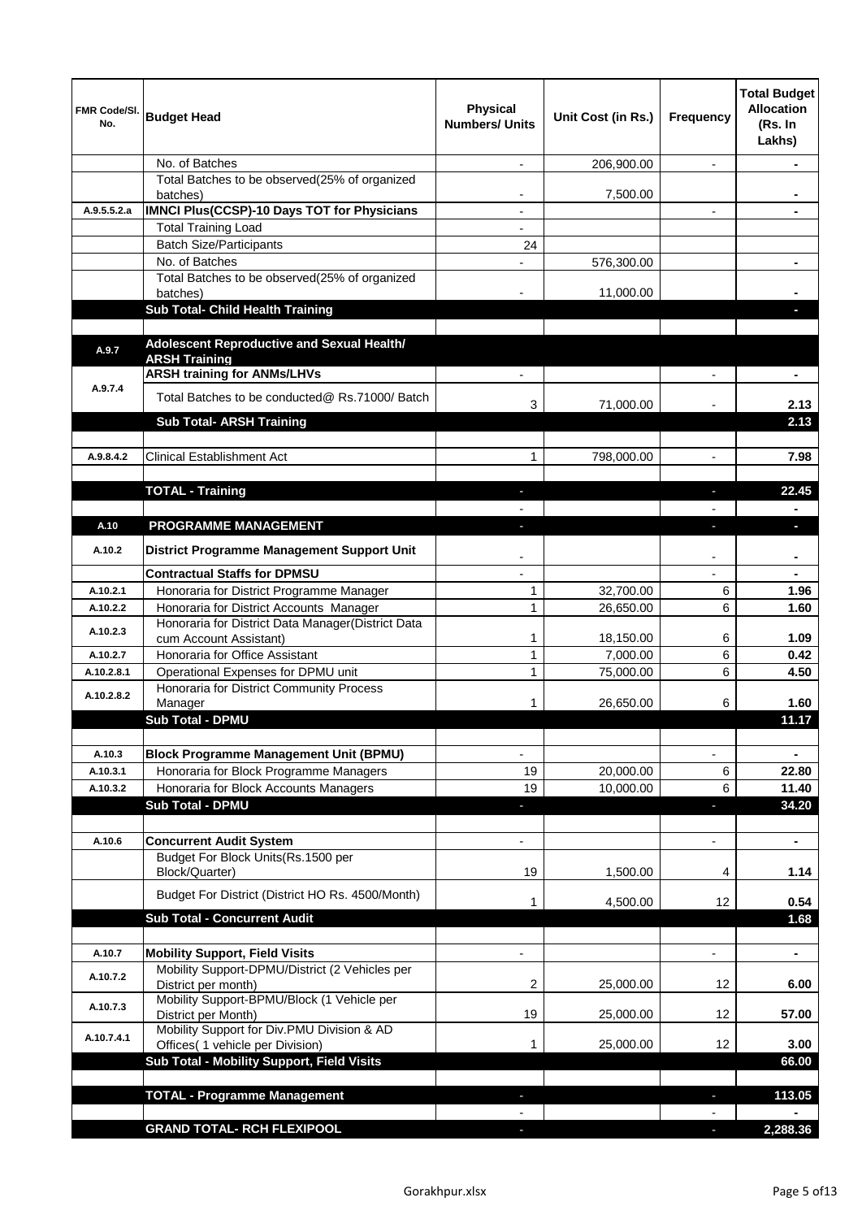| FMR Code/Sl. No. | Budget Head | Physical Numbers/ Units | Unit Cost (in Rs.) | Frequency | Total Budget Allocation (Rs. In Lakhs) |
|---|---|---|---|---|---|
| | No. of Batches | - | 206,900.00 | - | - |
| | Total Batches to be observed(25% of organized batches) | - | 7,500.00 | | - |
| A.9.5.5.2.a | **IMNCI Plus(CCSP)-10 Days TOT for Physicians** | - | | - | - |
| | Total Training Load | - | | | |
| | Batch Size/Participants | 24 | | | |
| | No. of Batches | - | 576,300.00 | | - |
| | Total Batches to be observed(25% of organized batches) | - | 11,000.00 | | - |
| | **Sub Total- Child Health Training** | | | | - |
| | | | | | |
| A.9.7 | **Adolescent Reproductive and Sexual Health/ ARSH Training** | | | | |
| A.9.7.4 | **ARSH training for ANMs/LHVs** | - | | - | - |
| | Total Batches to be conducted@ Rs.71000/ Batch | 3 | 71,000.00 | - | 2.13 |
| | **Sub Total- ARSH Training** | | | | **2.13** |
| | | | | | |
| A.9.8.4.2 | Clinical Establishment Act | 1 | 798,000.00 | - | 7.98 |
| | | | | | |
| | **TOTAL - Training** | - | | - | **22.45** |
| | | - | | - | - |
| A.10 | **PROGRAMME MANAGEMENT** | - | | - | - |
| A.10.2 | **District Programme Management Support Unit** | - | | - | - |
| | **Contractual Staffs for DPMSU** | - | | - | - |
| A.10.2.1 | Honoraria for District Programme Manager | 1 | 32,700.00 | 6 | 1.96 |
| A.10.2.2 | Honoraria for District Accounts Manager | 1 | 26,650.00 | 6 | 1.60 |
| A.10.2.3 | Honoraria for District Data Manager(District Data cum Account Assistant) | 1 | 18,150.00 | 6 | 1.09 |
| A.10.2.7 | Honoraria for Office Assistant | 1 | 7,000.00 | 6 | 0.42 |
| A.10.2.8.1 | Operational Expenses for DPMU unit | 1 | 75,000.00 | 6 | 4.50 |
| A.10.2.8.2 | Honoraria for District Community Process Manager | 1 | 26,650.00 | 6 | 1.60 |
| | **Sub Total - DPMU** | | | | **11.17** |
| | | | | | |
| A.10.3 | **Block Programme Management Unit (BPMU)** | - | | - | - |
| A.10.3.1 | Honoraria for Block Programme Managers | 19 | 20,000.00 | 6 | 22.80 |
| A.10.3.2 | Honoraria for Block Accounts Managers | 19 | 10,000.00 | 6 | 11.40 |
| | **Sub Total - DPMU** | - | | - | **34.20** |
| | | | | | |
| A.10.6 | **Concurrent Audit System** | - | | - | - |
| | Budget For Block Units(Rs.1500 per Block/Quarter) | 19 | 1,500.00 | 4 | 1.14 |
| | Budget For District (District HO Rs. 4500/Month) | 1 | 4,500.00 | 12 | 0.54 |
| | **Sub Total - Concurrent Audit** | | | | **1.68** |
| | | | | | |
| A.10.7 | **Mobility Support, Field Visits** | - | | - | - |
| A.10.7.2 | Mobility Support-DPMU/District (2 Vehicles per District per month) | 2 | 25,000.00 | 12 | 6.00 |
| A.10.7.3 | Mobility Support-BPMU/Block (1 Vehicle per District per Month) | 19 | 25,000.00 | 12 | 57.00 |
| A.10.7.4.1 | Mobility Support for Div.PMU Division & AD Offices( 1 vehicle per Division) | 1 | 25,000.00 | 12 | 3.00 |
| | **Sub Total - Mobility Support, Field Visits** | | | | **66.00** |
| | | | | | |
| | **TOTAL - Programme Management** | - | | - | **113.05** |
| | | - | | - | - |
| | **GRAND TOTAL- RCH FLEXIPOOL** | - | | - | **2,288.36** |

Gorakhpur.xlsx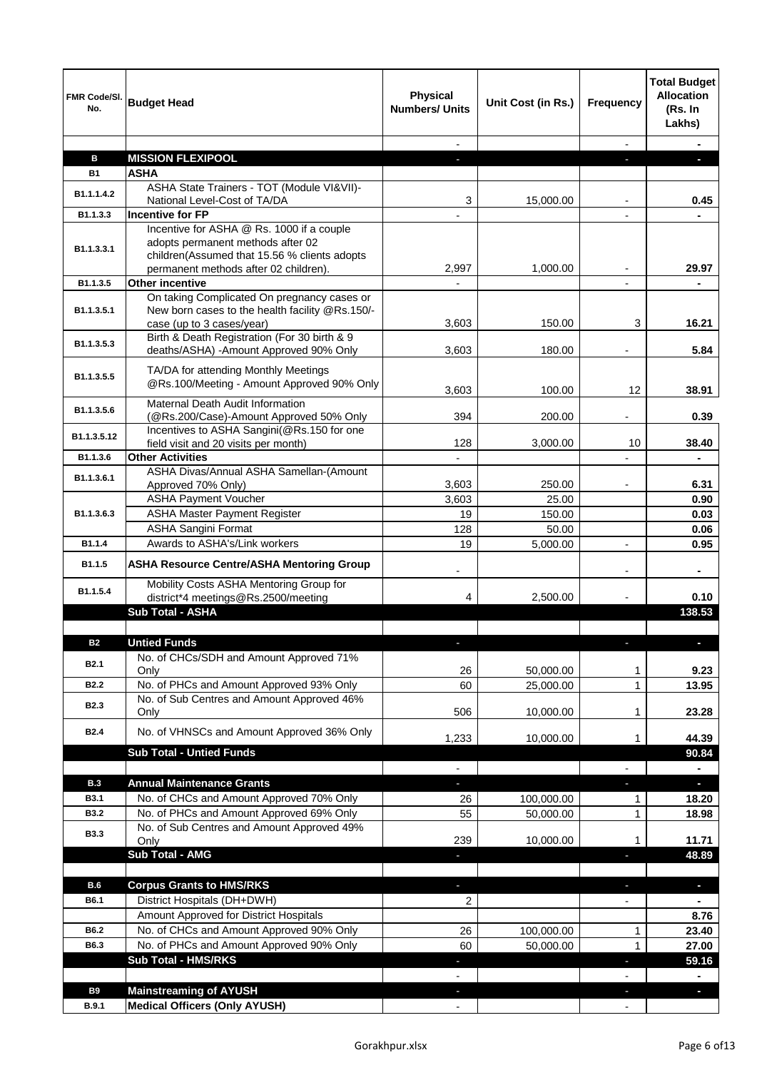| FMR Code/Sl. No. | Budget Head | Physical Numbers/ Units | Unit Cost (in Rs.) | Frequency | Total Budget Allocation (Rs. In Lakhs) |
|---|---|---|---|---|---|
| | | - | | - | - |
| **B** | **MISSION FLEXIPOOL** | - | | - | - |
| **B1** | **ASHA** | | | | |
| B1.1.1.4.2 | ASHA State Trainers - TOT (Module VI&VII)- National Level-Cost of TA/DA | 3 | 15,000.00 | - | **0.45** |
| B1.1.3.3 | **Incentive for FP** | - | | - | - |
| B1.1.3.3.1 | Incentive for ASHA @ Rs. 1000 if a couple adopts permanent methods after 02 children(Assumed that 15.56 % clients adopts permanent methods after 02 children). | 2,997 | 1,000.00 | - | **29.97** |
| B1.1.3.5 | **Other incentive** | - | | - | - |
| B1.1.3.5.1 | On taking Complicated On pregnancy cases or New born cases to the health facility @Rs.150/- case (up to 3 cases/year) | 3,603 | 150.00 | 3 | **16.21** |
| B1.1.3.5.3 | Birth & Death Registration (For 30 birth & 9 deaths/ASHA) -Amount Approved 90% Only | 3,603 | 180.00 | - | **5.84** |
| B1.1.3.5.5 | TA/DA for attending Monthly Meetings @Rs.100/Meeting - Amount Approved 90% Only | 3,603 | 100.00 | 12 | **38.91** |
| B1.1.3.5.6 | Maternal Death Audit Information (@Rs.200/Case)-Amount Approved 50% Only | 394 | 200.00 | - | **0.39** |
| B1.1.3.5.12 | Incentives to ASHA Sangini(@Rs.150 for one field visit and 20 visits per month) | 128 | 3,000.00 | 10 | **38.40** |
| B1.1.3.6 | **Other Activities** | - | | - | - |
| B1.1.3.6.1 | ASHA Divas/Annual ASHA Samellan-(Amount Approved 70% Only) | 3,603 | 250.00 | - | **6.31** |
| B1.1.3.6.3 | ASHA Payment Voucher | 3,603 | 25.00 | | **0.90** |
| | ASHA Master Payment Register | 19 | 150.00 | | **0.03** |
| | ASHA Sangini Format | 128 | 50.00 | | **0.06** |
| B1.1.4 | Awards to ASHA's/Link workers | 19 | 5,000.00 | - | **0.95** |
| B1.1.5 | **ASHA Resource Centre/ASHA Mentoring Group** | - | | - | - |
| B1.1.5.4 | Mobility Costs ASHA Mentoring Group for district*4 meetings@Rs.2500/meeting | 4 | 2,500.00 | - | **0.10** |
| | **Sub Total - ASHA** | | | | **138.53** |
| | | | | | |
| **B2** | **Untied Funds** | - | | - | - |
| B2.1 | No. of CHCs/SDH and Amount Approved 71% Only | 26 | 50,000.00 | 1 | **9.23** |
| B2.2 | No. of PHCs and Amount Approved 93% Only | 60 | 25,000.00 | 1 | **13.95** |
| B2.3 | No. of Sub Centres and Amount Approved 46% Only | 506 | 10,000.00 | 1 | **23.28** |
| B2.4 | No. of VHNSCs and Amount Approved 36% Only | 1,233 | 10,000.00 | 1 | **44.39** |
| | **Sub Total - Untied Funds** | | | | **90.84** |
| | | - | | - | - |
| **B.3** | **Annual Maintenance Grants** | - | | - | - |
| B3.1 | No. of CHCs and Amount Approved 70% Only | 26 | 100,000.00 | 1 | **18.20** |
| B3.2 | No. of PHCs and Amount Approved 69% Only | 55 | 50,000.00 | 1 | **18.98** |
| B3.3 | No. of Sub Centres and Amount Approved 49% Only | 239 | 10,000.00 | 1 | **11.71** |
| | **Sub Total - AMG** | - | | - | **48.89** |
| | | | | | |
| **B.6** | **Corpus Grants to HMS/RKS** | - | | - | - |
| B6.1 | District Hospitals (DH+DWH) | 2 | | - | - |
| | Amount Approved for District Hospitals | | | | **8.76** |
| B6.2 | No. of CHCs and Amount Approved 90% Only | 26 | 100,000.00 | 1 | **23.40** |
| B6.3 | No. of PHCs and Amount Approved 90% Only | 60 | 50,000.00 | 1 | **27.00** |
| | **Sub Total - HMS/RKS** | - | | - | **59.16** |
| | | - | | - | - |
| **B9** | **Mainstreaming of AYUSH** | - | | - | - |
| B.9.1 | **Medical Officers (Only AYUSH)** | - | | - | |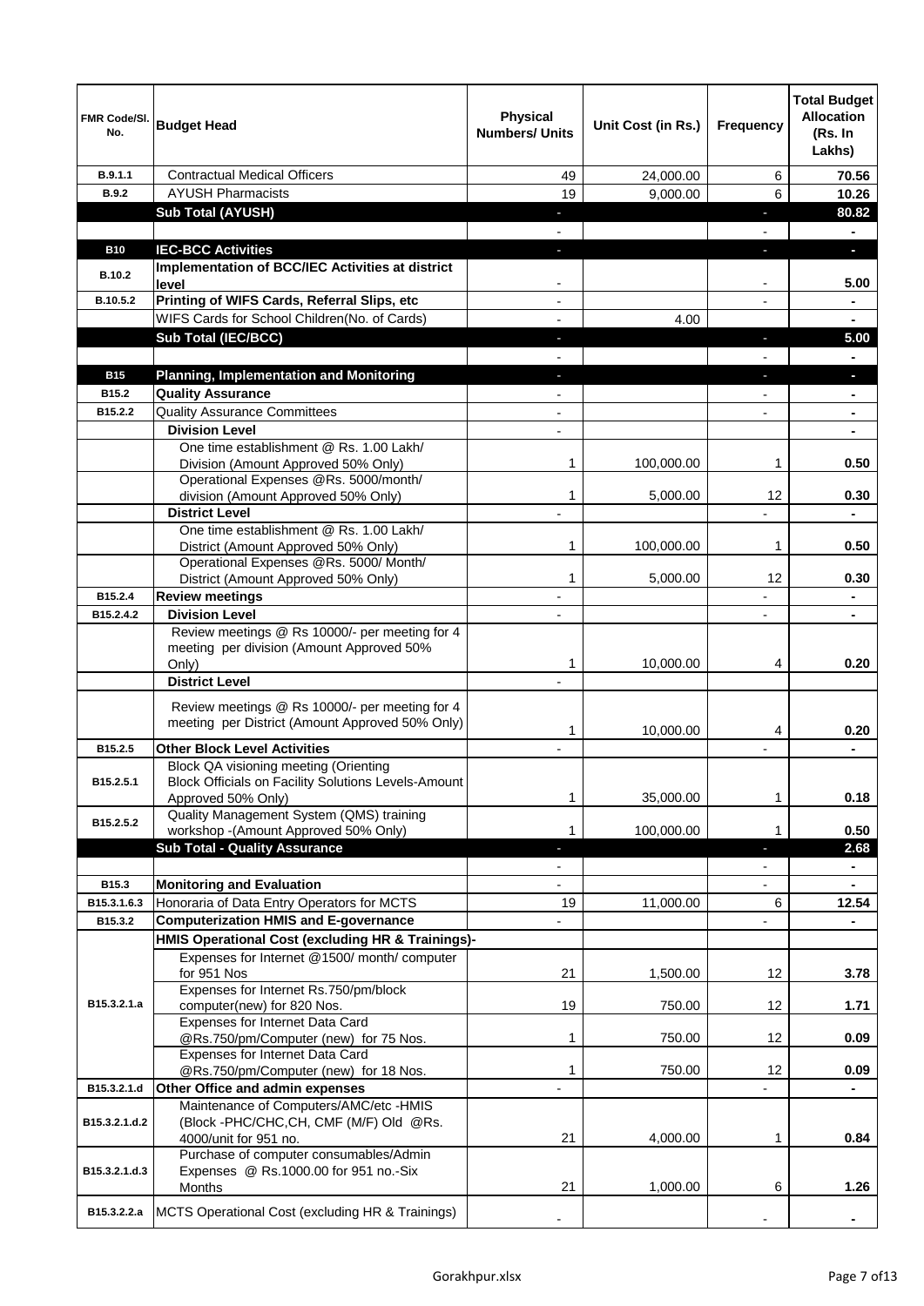| FMR Code/Sl. No. | Budget Head | Physical Numbers/ Units | Unit Cost (in Rs.) | Frequency | Total Budget Allocation (Rs. In Lakhs) |
|---|---|---|---|---|---|
| B.9.1.1 | Contractual Medical Officers | 49 | 24,000.00 | 6 | 70.56 |
| B.9.2 | AYUSH Pharmacists | 19 | 9,000.00 | 6 | 10.26 |
| | **Sub Total (AYUSH)** | - | | - | **80.82** |
| | | - | | - | - |
| B10 | **IEC-BCC Activities** | - | | - | - |
| B.10.2 | **Implementation of BCC/IEC Activities at district level** | - | | - | **5.00** |
| B.10.5.2 | **Printing of WIFS Cards, Referral Slips, etc** | - | | - | - |
| | WIFS Cards for School Children(No. of Cards) | - | 4.00 | | - |
| | **Sub Total (IEC/BCC)** | - | | - | **5.00** |
| | | - | | - | - |
| B15 | **Planning, Implementation and Monitoring** | - | | - | - |
| B15.2 | **Quality Assurance** | - | | - | - |
| B15.2.2 | Quality Assurance Committees | - | | - | - |
| | **Division Level** | - | | | - |
| | One time establishment @ Rs. 1.00 Lakh/ Division (Amount Approved 50% Only) | 1 | 100,000.00 | 1 | **0.50** |
| | Operational Expenses @Rs. 5000/month/ division (Amount Approved 50% Only) | 1 | 5,000.00 | 12 | **0.30** |
| | **District Level** | - | | - | - |
| | One time establishment @ Rs. 1.00 Lakh/ District (Amount Approved 50% Only) | 1 | 100,000.00 | 1 | **0.50** |
| | Operational Expenses @Rs. 5000/ Month/ District (Amount Approved 50% Only) | 1 | 5,000.00 | 12 | **0.30** |
| B15.2.4 | **Review meetings** | - | | - | - |
| B15.2.4.2 | **Division Level** | - | | - | - |
| | Review meetings @ Rs 10000/- per meeting for 4 meeting per division (Amount Approved 50% Only) | 1 | 10,000.00 | 4 | **0.20** |
| | **District Level** | - | | | |
| | Review meetings @ Rs 10000/- per meeting for 4 meeting per District (Amount Approved 50% Only) | 1 | 10,000.00 | 4 | **0.20** |
| B15.2.5 | **Other Block Level Activities** | - | | - | - |
| B15.2.5.1 | Block QA visioning meeting (Orienting Block Officials on Facility Solutions Levels-Amount Approved 50% Only) | 1 | 35,000.00 | 1 | **0.18** |
| B15.2.5.2 | Quality Management System (QMS) training workshop -(Amount Approved 50% Only) | 1 | 100,000.00 | 1 | **0.50** |
| | **Sub Total - Quality Assurance** | - | | - | **2.68** |
| | | - | | - | - |
| B15.3 | **Monitoring and Evaluation** | - | | - | - |
| B15.3.1.6.3 | Honoraria of Data Entry Operators for MCTS | 19 | 11,000.00 | 6 | **12.54** |
| B15.3.2 | **Computerization HMIS and E-governance** | - | | - | - |
| | **HMIS Operational Cost (excluding HR & Trainings)-** | | | | |
| B15.3.2.1.a | Expenses for Internet @1500/ month/ computer for 951 Nos | 21 | 1,500.00 | 12 | **3.78** |
| | Expenses for Internet Rs.750/pm/block computer(new) for 820 Nos. | 19 | 750.00 | 12 | **1.71** |
| | Expenses for Internet Data Card @Rs.750/pm/Computer (new) for 75 Nos. | 1 | 750.00 | 12 | **0.09** |
| | Expenses for Internet Data Card @Rs.750/pm/Computer (new) for 18 Nos. | 1 | 750.00 | 12 | **0.09** |
| B15.3.2.1.d | **Other Office and admin expenses** | - | | - | - |
| B15.3.2.1.d.2 | Maintenance of Computers/AMC/etc -HMIS (Block -PHC/CHC,CH, CMF (M/F) Old @Rs. 4000/unit for 951 no. | 21 | 4,000.00 | 1 | **0.84** |
| B15.3.2.1.d.3 | Purchase of computer consumables/Admin Expenses @ Rs.1000.00 for 951 no.-Six Months | 21 | 1,000.00 | 6 | **1.26** |
| B15.3.2.2.a | MCTS Operational Cost (excluding HR & Trainings) | - | | - | - |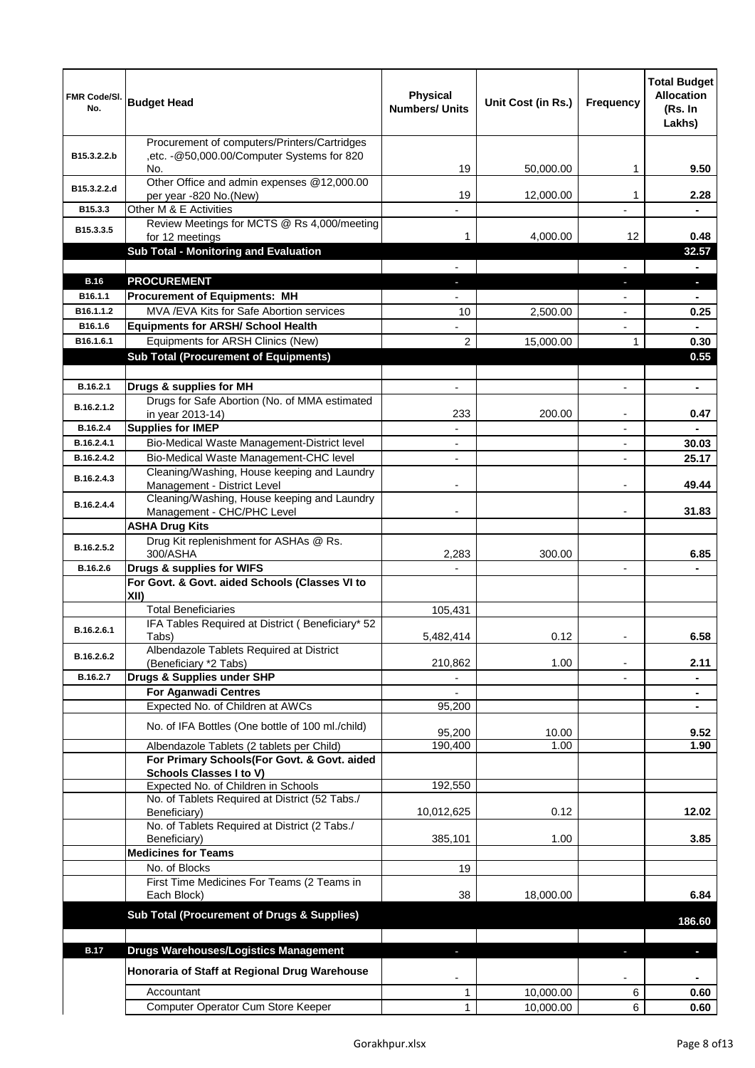| FMR Code/Sl. No. | Budget Head | Physical Numbers/ Units | Unit Cost (in Rs.) | Frequency | Total Budget Allocation (Rs. In Lakhs) |
|---|---|---|---|---|---|
| B15.3.2.2.b | Procurement of computers/Printers/Cartridges ,etc. -@50,000.00/Computer Systems for 820 No. | 19 | 50,000.00 | 1 | 9.50 |
| B15.3.2.2.d | Other Office and admin expenses @12,000.00 per year -820 No.(New) | 19 | 12,000.00 | 1 | 2.28 |
| B15.3.3 | Other M & E Activities | - | | - | - |
| B15.3.3.5 | Review Meetings for MCTS @ Rs 4,000/meeting for 12 meetings | 1 | 4,000.00 | 12 | 0.48 |
| | **Sub Total - Monitoring and Evaluation** | | | | **32.57** |
| | | - | | - | - |
| **B.16** | **PROCUREMENT** | - | | - | - |
| B16.1.1 | **Procurement of Equipments: MH** | - | | - | - |
| B16.1.1.2 | MVA /EVA Kits for Safe Abortion services | 10 | 2,500.00 | - | 0.25 |
| B16.1.6 | **Equipments for ARSH/ School Health** | - | | - | - |
| B16.1.6.1 | Equipments for ARSH Clinics (New) | 2 | 15,000.00 | 1 | 0.30 |
| | **Sub Total (Procurement of Equipments)** | | | | **0.55** |
| | | | | | |
| B.16.2.1 | **Drugs & supplies for MH** | - | | - | - |
| B.16.2.1.2 | Drugs for Safe Abortion (No. of MMA estimated in year 2013-14) | 233 | 200.00 | - | 0.47 |
| B.16.2.4 | **Supplies for IMEP** | - | | - | - |
| B.16.2.4.1 | Bio-Medical Waste Management-District level | - | | - | 30.03 |
| B.16.2.4.2 | Bio-Medical Waste Management-CHC level | - | | - | 25.17 |
| B.16.2.4.3 | Cleaning/Washing, House keeping and Laundry Management - District Level | - | | - | 49.44 |
| B.16.2.4.4 | Cleaning/Washing, House keeping and Laundry Management - CHC/PHC Level | - | | - | 31.83 |
| | **ASHA Drug Kits** | | | | |
| B.16.2.5.2 | Drug Kit replenishment for ASHAs @ Rs. 300/ASHA | 2,283 | 300.00 | | 6.85 |
| B.16.2.6 | **Drugs & supplies for WIFS** | - | | - | - |
| | **For Govt. & Govt. aided Schools (Classes VI to XII)** | | | | |
| | Total Beneficiaries | 105,431 | | | |
| B.16.2.6.1 | IFA Tables Required at District ( Beneficiary* 52 Tabs) | 5,482,414 | 0.12 | - | 6.58 |
| B.16.2.6.2 | Albendazole Tablets Required at District (Beneficiary *2 Tabs) | 210,862 | 1.00 | - | 2.11 |
| B.16.2.7 | **Drugs & Supplies under SHP** | - | | - | - |
| | **For Aganwadi Centres** | - | | | - |
| | Expected No. of Children at AWCs | 95,200 | | | - |
| | No. of IFA Bottles (One bottle of 100 ml./child) | 95,200 | 10.00 | | 9.52 |
| | Albendazole Tablets (2 tablets per Child) | 190,400 | 1.00 | | 1.90 |
| | **For Primary Schools(For Govt. & Govt. aided Schools Classes I to V)** | | | | |
| | Expected No. of Children in Schools | 192,550 | | | |
| | No. of Tablets Required at District (52 Tabs./ Beneficiary) | 10,012,625 | 0.12 | | 12.02 |
| | No. of Tablets Required at District (2 Tabs./ Beneficiary) | 385,101 | 1.00 | | 3.85 |
| | **Medicines for Teams** | | | | |
| | No. of Blocks | 19 | | | |
| | First Time Medicines For Teams (2 Teams in Each Block) | 38 | 18,000.00 | | 6.84 |
| | **Sub Total (Procurement of Drugs & Supplies)** | | | | **186.60** |
| | | | | | |
| **B.17** | **Drugs Warehouses/Logistics Management** | - | | - | - |
| | **Honoraria of Staff at Regional Drug Warehouse** | - | | - | - |
| | Accountant | 1 | 10,000.00 | 6 | 0.60 |
| | Computer Operator Cum Store Keeper | 1 | 10,000.00 | 6 | 0.60 |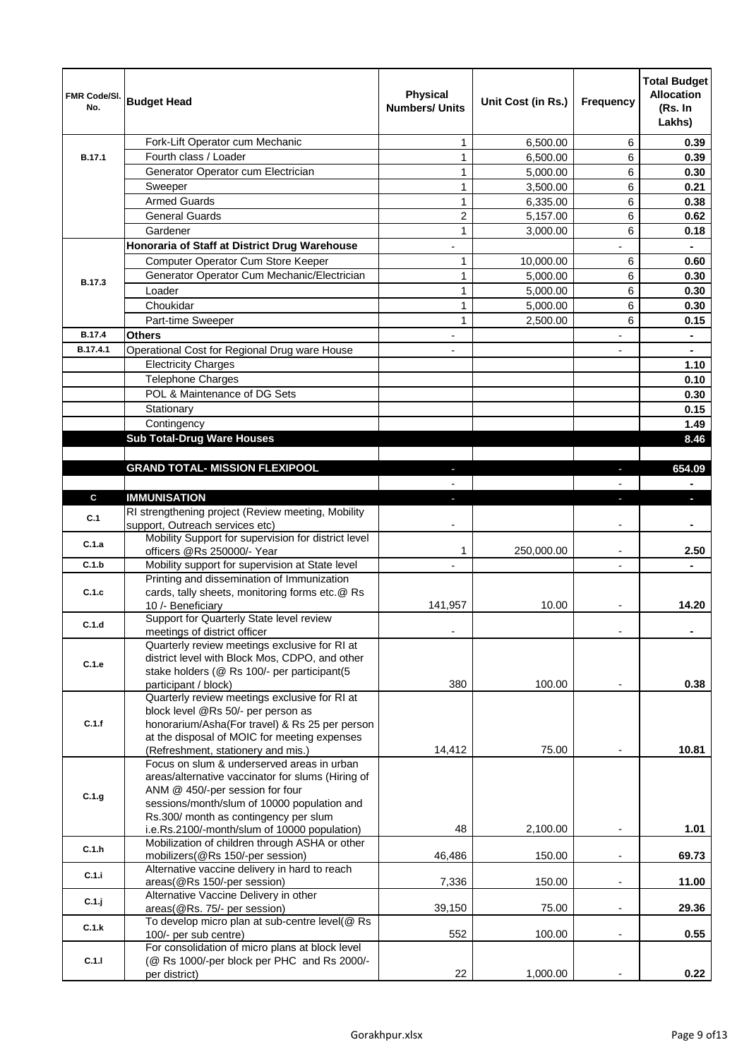| FMR Code/Sl. No. | Budget Head | Physical Numbers/ Units | Unit Cost (in Rs.) | Frequency | Total Budget Allocation (Rs. In Lakhs) |
|---|---|---|---|---|---|
| B.17.1 | Fork-Lift Operator cum Mechanic | 1 | 6,500.00 | 6 | 0.39 |
| | Fourth class / Loader | 1 | 6,500.00 | 6 | 0.39 |
| | Generator Operator cum Electrician | 1 | 5,000.00 | 6 | 0.30 |
| | Sweeper | 1 | 3,500.00 | 6 | 0.21 |
| | Armed Guards | 1 | 6,335.00 | 6 | 0.38 |
| | General Guards | 2 | 5,157.00 | 6 | 0.62 |
| | Gardener | 1 | 3,000.00 | 6 | 0.18 |
| B.17.3 | **Honoraria of Staff at District Drug Warehouse** | - | | - | - |
| | Computer Operator Cum Store Keeper | 1 | 10,000.00 | 6 | 0.60 |
| | Generator Operator Cum Mechanic/Electrician | 1 | 5,000.00 | 6 | 0.30 |
| | Loader | 1 | 5,000.00 | 6 | 0.30 |
| | Choukidar | 1 | 5,000.00 | 6 | 0.30 |
| | Part-time Sweeper | 1 | 2,500.00 | 6 | 0.15 |
| B.17.4 | **Others** | - | | - | - |
| B.17.4.1 | Operational Cost for Regional Drug ware House | - | | - | - |
| | Electricity Charges | | | | 1.10 |
| | Telephone Charges | | | | 0.10 |
| | POL & Maintenance of DG Sets | | | | 0.30 |
| | Stationary | | | | 0.15 |
| | Contingency | | | | 1.49 |
| | **Sub Total-Drug Ware Houses** | | | | **8.46** |
| | | | | | |
| | **GRAND TOTAL- MISSION FLEXIPOOL** | - | | - | **654.09** |
| | | - | | - | - |
| **C** | **IMMUNISATION** | - | | - | - |
| C.1 | RI strengthening project (Review meeting, Mobility support, Outreach services etc) | - | | - | - |
| C.1.a | Mobility Support for supervision for district level officers @Rs 250000/- Year | 1 | 250,000.00 | - | 2.50 |
| C.1.b | Mobility support for supervision at State level | - | | - | - |
| C.1.c | Printing and dissemination of Immunization cards, tally sheets, monitoring forms etc.@ Rs 10 /- Beneficiary | 141,957 | 10.00 | - | 14.20 |
| C.1.d | Support for Quarterly State level review meetings of district officer | - | | - | - |
| C.1.e | Quarterly review meetings exclusive for RI at district level with Block Mos, CDPO, and other stake holders (@ Rs 100/- per participant(5 participant / block) | 380 | 100.00 | - | 0.38 |
| C.1.f | Quarterly review meetings exclusive for RI at block level @Rs 50/- per person as honorarium/Asha(For travel) & Rs 25 per person at the disposal of MOIC for meeting expenses (Refreshment, stationery and mis.) | 14,412 | 75.00 | - | 10.81 |
| C.1.g | Focus on slum & underserved areas in urban areas/alternative vaccinator for slums (Hiring of ANM @ 450/-per session for four sessions/month/slum of 10000 population and Rs.300/ month as contingency per slum i.e.Rs.2100/-month/slum of 10000 population) | 48 | 2,100.00 | - | 1.01 |
| C.1.h | Mobilization of children through ASHA or other mobilizers(@Rs 150/-per session) | 46,486 | 150.00 | - | 69.73 |
| C.1.i | Alternative vaccine delivery in hard to reach areas(@Rs 150/-per session) | 7,336 | 150.00 | - | 11.00 |
| C.1.j | Alternative Vaccine Delivery in other areas(@Rs. 75/- per session) | 39,150 | 75.00 | - | 29.36 |
| C.1.k | To develop micro plan at sub-centre level(@ Rs 100/- per sub centre) | 552 | 100.00 | - | 0.55 |
| C.1.l | For consolidation of micro plans at block level (@ Rs 1000/-per block per PHC and Rs 2000/- per district) | 22 | 1,000.00 | - | 0.22 |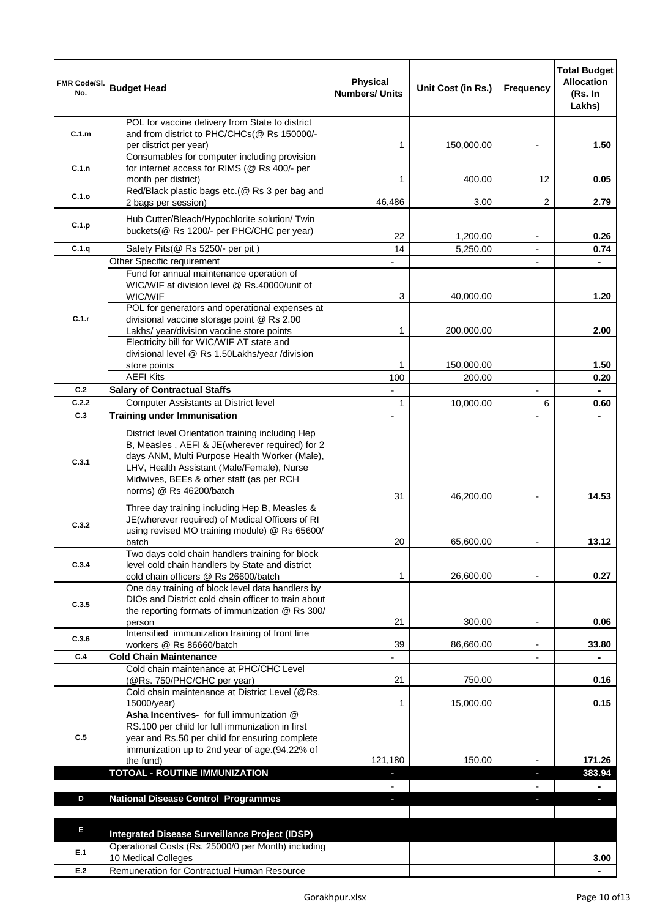| FMR Code/Sl. No. | Budget Head | Physical Numbers/ Units | Unit Cost (in Rs.) | Frequency | Total Budget Allocation (Rs. In Lakhs) |
|---|---|---|---|---|---|
| C.1.m | POL for vaccine delivery from State to district and from district to PHC/CHCs(@ Rs 150000/- per district per year) | 1 | 150,000.00 | - | 1.50 |
| C.1.n | Consumables for computer including provision for internet access for RIMS (@ Rs 400/- per month per district) | 1 | 400.00 | 12 | 0.05 |
| C.1.o | Red/Black plastic bags etc.(@ Rs 3 per bag and 2 bags per session) | 46,486 | 3.00 | 2 | 2.79 |
| C.1.p | Hub Cutter/Bleach/Hypochlorite solution/ Twin buckets(@ Rs 1200/- per PHC/CHC per year) | 22 | 1,200.00 | - | 0.26 |
| C.1.q | Safety Pits(@ Rs 5250/- per pit ) | 14 | 5,250.00 | - | 0.74 |
| C.1.r | Other Specific requirement | - | | - | - |
| | Fund for annual maintenance operation of WIC/WIF at division level @ Rs.40000/unit of WIC/WIF | 3 | 40,000.00 | | 1.20 |
| | POL for generators and operational expenses at divisional vaccine storage point @ Rs 2.00 Lakhs/ year/division vaccine store points | 1 | 200,000.00 | | 2.00 |
| | Electricity bill for WIC/WIF AT state and divisional level @ Rs 1.50Lakhs/year /division store points | 1 | 150,000.00 | | 1.50 |
| | AEFI Kits | 100 | 200.00 | | 0.20 |
| C.2 | **Salary of Contractual Staffs** | - | | - | - |
| C.2.2 | Computer Assistants at District level | 1 | 10,000.00 | 6 | 0.60 |
| C.3 | **Training under Immunisation** | - | | - | - |
| C.3.1 | District level Orientation training including Hep B, Measles , AEFI & JE(wherever required) for 2 days ANM, Multi Purpose Health Worker (Male), LHV, Health Assistant (Male/Female), Nurse Midwives, BEEs & other staff (as per RCH norms) @ Rs 46200/batch | 31 | 46,200.00 | - | 14.53 |
| C.3.2 | Three day training including Hep B, Measles & JE(wherever required) of Medical Officers of RI using revised MO training module) @ Rs 65600/ batch | 20 | 65,600.00 | - | 13.12 |
| C.3.4 | Two days cold chain handlers training for block level cold chain handlers by State and district cold chain officers @ Rs 26600/batch | 1 | 26,600.00 | - | 0.27 |
| C.3.5 | One day training of block level data handlers by DIOs and District cold chain officer to train about the reporting formats of immunization @ Rs 300/ person | 21 | 300.00 | - | 0.06 |
| C.3.6 | Intensified immunization training of front line workers @ Rs 86660/batch | 39 | 86,660.00 | - | 33.80 |
| C.4 | **Cold Chain Maintenance** | - | | - | - |
| | Cold chain maintenance at PHC/CHC Level (@Rs. 750/PHC/CHC per year) | 21 | 750.00 | | 0.16 |
| | Cold chain maintenance at District Level (@Rs. 15000/year) | 1 | 15,000.00 | | 0.15 |
| C.5 | **Asha Incentives-** for full immunization @ RS.100 per child for full immunization in first year and Rs.50 per child for ensuring complete immunization up to 2nd year of age.(94.22% of the fund) | 121,180 | 150.00 | - | 171.26 |
| | **TOTOAL - ROUTINE IMMUNIZATION** | - | | - | **383.94** |
| | | - | | - | - |
| D | **National Disease Control Programmes** | - | | - | - |
| | | | | | |
| E | **Integrated Disease Surveillance Project (IDSP)** | | | | |
| E.1 | Operational Costs (Rs. 25000/0 per Month) including 10 Medical Colleges | | | | 3.00 |
| E.2 | Remuneration for Contractual Human Resource | | | | - |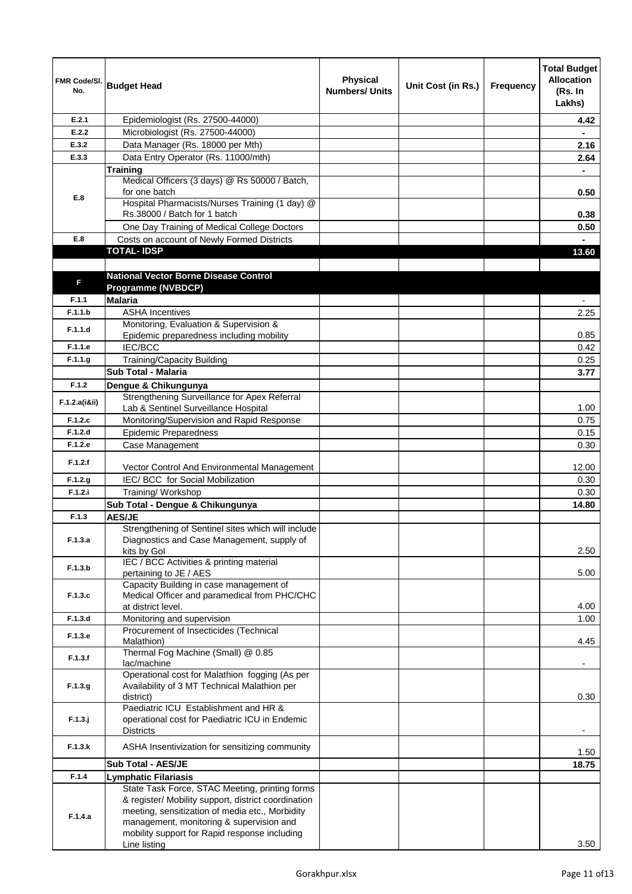| FMR Code/Sl. No. | Budget Head | Physical Numbers/ Units | Unit Cost (in Rs.) | Frequency | Total Budget Allocation (Rs. In Lakhs) |
|---|---|---|---|---|---|
| E.2.1 | Epidemiologist (Rs. 27500-44000) | | | | 4.42 |
| E.2.2 | Microbiologist (Rs. 27500-44000) | | | | - |
| E.3.2 | Data Manager (Rs. 18000 per Mth) | | | | 2.16 |
| E.3.3 | Data Entry Operator (Rs. 11000/mth) | | | | 2.64 |
| E.8 | **Training** | | | | - |
| | Medical Officers (3 days) @ Rs 50000 / Batch, for one batch | | | | 0.50 |
| | Hospital Pharmacists/Nurses Training (1 day) @ Rs.38000 / Batch for 1 batch | | | | 0.38 |
| | One Day Training of Medical College Doctors | | | | 0.50 |
| E.8 | Costs on account of Newly Formed Districts | | | | - |
| | **TOTAL- IDSP** | | | | **13.60** |
| | | | | | |
| F | **National Vector Borne Disease Control Programme (NVBDCP)** | | | | |
| F.1.1 | **Malaria** | | | | - |
| F.1.1.b | ASHA Incentives | | | | 2.25 |
| F.1.1.d | Monitoring, Evaluation & Supervision & Epidemic preparedness including mobility | | | | 0.85 |
| F.1.1.e | IEC/BCC | | | | 0.42 |
| F.1.1.g | Training/Capacity Building | | | | 0.25 |
| | **Sub Total - Malaria** | | | | **3.77** |
| F.1.2 | **Dengue & Chikungunya** | | | | |
| F.1.2.a(i&ii) | Strengthening Surveillance for Apex Referral Lab & Sentinel Surveillance Hospital | | | | 1.00 |
| F.1.2.c | Monitoring/Supervision and Rapid Response | | | | 0.75 |
| F.1.2.d | Epidemic Preparedness | | | | 0.15 |
| F.1.2.e | Case Management | | | | 0.30 |
| F.1.2.f | Vector Control And Environmental Management | | | | 12.00 |
| F.1.2.g | IEC/ BCC for Social Mobilization | | | | 0.30 |
| F.1.2.i | Training/ Workshop | | | | 0.30 |
| | **Sub Total - Dengue & Chikungunya** | | | | **14.80** |
| F.1.3 | **AES/JE** | | | | |
| F.1.3.a | Strengthening of Sentinel sites which will include Diagnostics and Case Management, supply of kits by GoI | | | | 2.50 |
| F.1.3.b | IEC / BCC Activities & printing material pertaining to JE / AES | | | | 5.00 |
| F.1.3.c | Capacity Building in case management of Medical Officer and paramedical from PHC/CHC at district level. | | | | 4.00 |
| F.1.3.d | Monitoring and supervision | | | | 1.00 |
| F.1.3.e | Procurement of Insecticides (Technical Malathion) | | | | 4.45 |
| F.1.3.f | Thermal Fog Machine (Small) @ 0.85 lac/machine | | | | - |
| F.1.3.g | Operational cost for Malathion fogging (As per Availability of 3 MT Technical Malathion per district) | | | | 0.30 |
| F.1.3.j | Paediatric ICU Establishment and HR & operational cost for Paediatric ICU in Endemic Districts | | | | - |
| F.1.3.k | ASHA Insentivization for sensitizing community | | | | 1.50 |
| | **Sub Total - AES/JE** | | | | **18.75** |
| F.1.4 | **Lymphatic Filariasis** | | | | |
| F.1.4.a | State Task Force, STAC Meeting, printing forms & register/ Mobility support, district coordination meeting, sensitization of media etc., Morbidity management, monitoring & supervision and mobility support for Rapid response including Line listing | | | | 3.50 |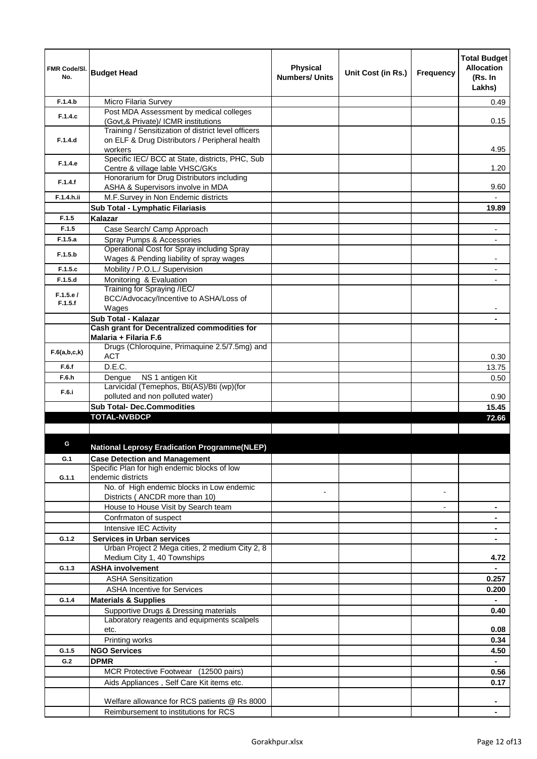| FMR Code/Sl. No. | Budget Head | Physical Numbers/ Units | Unit Cost (in Rs.) | Frequency | Total Budget Allocation (Rs. In Lakhs) |
|---|---|---|---|---|---|
| F.1.4.b | Micro Filaria Survey | | | | 0.49 |
| F.1.4.c | Post MDA Assessment by medical colleges (Govt,& Private)/ ICMR institutions | | | | 0.15 |
| F.1.4.d | Training / Sensitization of district level officers on ELF & Drug Distributors / Peripheral health workers | | | | 4.95 |
| F.1.4.e | Specific IEC/ BCC at State, districts, PHC, Sub Centre & village lable VHSC/GKs | | | | 1.20 |
| F.1.4.f | Honorarium for Drug Distributors including ASHA & Supervisors involve in MDA | | | | 9.60 |
| F.1.4.h.ii | M.F.Survey in Non Endemic districts | | | | - |
| | **Sub Total - Lymphatic Filariasis** | | | | **19.89** |
| F.1.5 | **Kalazar** | | | | |
| F.1.5 | Case Search/ Camp Approach | | | | - |
| F.1.5.a | Spray Pumps & Accessories | | | | - |
| F.1.5.b | Operational Cost for Spray including Spray Wages & Pending liability of spray wages | | | | - |
| F.1.5.c | Mobility / P.O.L./ Supervision | | | | - |
| F.1.5.d | Monitoring & Evaluation | | | | - |
| F.1.5.e / F.1.5.f | Training for Spraying /IEC/ BCC/Advocacy/Incentive to ASHA/Loss of Wages | | | | - |
| | **Sub Total - Kalazar** | | | | **-** |
| | **Cash grant for Decentralized commodities for Malaria + Filaria F.6** | | | | |
| F.6(a,b,c,k) | Drugs (Chloroquine, Primaquine 2.5/7.5mg) and ACT | | | | 0.30 |
| F.6.f | D.E.C. | | | | 13.75 |
| F.6.h | Dengue NS 1 antigen Kit | | | | 0.50 |
| F.6.i | Larvicidal (Temephos, Bti(AS)/Bti (wp)(for polluted and non polluted water) | | | | 0.90 |
| | **Sub Total- Dec.Commodities** | | | | **15.45** |
| | **TOTAL-NVBDCP** | | | | **72.66** |
| | | | | | |
| G | **National Leprosy Eradication Programme(NLEP)** | | | | |
| G.1 | **Case Detection and Management** | | | | |
| G.1.1 | Specific Plan for high endemic blocks of low endemic districts | | | | |
| | No. of High endemic blocks in Low endemic Districts ( ANCDR more than 10) | - | | - | |
| | House to House Visit by Search team | | | - | - |
| | Confrmaton of suspect | | | | - |
| | Intensive IEC Activity | | | | - |
| G.1.2 | **Services in Urban services** | | | | - |
| | Urban Project 2 Mega cities, 2 medium City 2, 8 Medium City 1, 40 Townships | | | | **4.72** |
| G.1.3 | **ASHA involvement** | | | | - |
| | ASHA Sensitization | | | | **0.257** |
| | ASHA Incentive for Services | | | | **0.200** |
| G.1.4 | **Materials & Supplies** | | | | - |
| | Supportive Drugs & Dressing materials | | | | **0.40** |
| | Laboratory reagents and equipments scalpels etc. | | | | **0.08** |
| | Printing works | | | | **0.34** |
| G.1.5 | **NGO Services** | | | | **4.50** |
| G.2 | **DPMR** | | | | - |
| | MCR Protective Footwear (12500 pairs) | | | | **0.56** |
| | Aids Appliances , Self Care Kit items etc. | | | | **0.17** |
| | Welfare allowance for RCS patients @ Rs 8000 | | | | - |
| | Reimbursement to institutions for RCS | | | | - |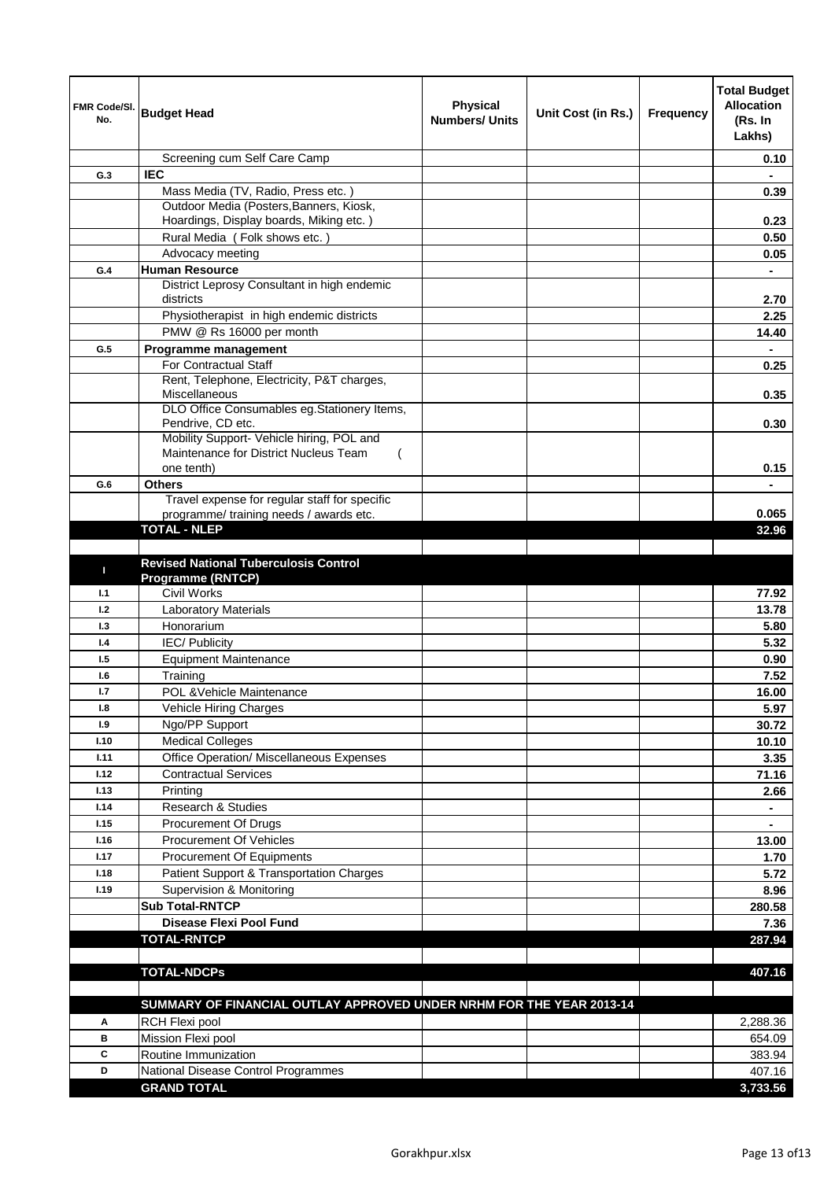| FMR Code/Sl. No. | Budget Head | Physical Numbers/ Units | Unit Cost (in Rs.) | Frequency | Total Budget Allocation (Rs. In Lakhs) |
|---|---|---|---|---|---|
| | Screening cum Self Care Camp | | | | 0.10 |
| G.3 | **IEC** | | | | - |
| | Mass Media (TV, Radio, Press etc. ) | | | | 0.39 |
| | Outdoor Media (Posters,Banners, Kiosk, Hoardings, Display boards, Miking etc. ) | | | | 0.23 |
| | Rural Media ( Folk shows etc. ) | | | | 0.50 |
| | Advocacy meeting | | | | 0.05 |
| G.4 | **Human Resource** | | | | - |
| | District Leprosy Consultant in high endemic districts | | | | 2.70 |
| | Physiotherapist in high endemic districts | | | | 2.25 |
| | PMW @ Rs 16000 per month | | | | 14.40 |
| G.5 | **Programme management** | | | | - |
| | For Contractual Staff | | | | 0.25 |
| | Rent, Telephone, Electricity, P&T charges, Miscellaneous | | | | 0.35 |
| | DLO Office Consumables eg.Stationery Items, Pendrive, CD etc. | | | | 0.30 |
| | Mobility Support- Vehicle hiring, POL and Maintenance for District Nucleus Team ( one tenth) | | | | 0.15 |
| G.6 | **Others** | | | | - |
| | Travel expense for regular staff for specific programme/ training needs / awards etc. | | | | 0.065 |
| | **TOTAL - NLEP** | | | | **32.96** |
| | | | | | |
| I | **Revised National Tuberculosis Control Programme (RNTCP)** | | | | |
| I.1 | Civil Works | | | | 77.92 |
| I.2 | Laboratory Materials | | | | 13.78 |
| I.3 | Honorarium | | | | 5.80 |
| I.4 | IEC/ Publicity | | | | 5.32 |
| I.5 | Equipment Maintenance | | | | 0.90 |
| I.6 | Training | | | | 7.52 |
| I.7 | POL &Vehicle Maintenance | | | | 16.00 |
| I.8 | Vehicle Hiring Charges | | | | 5.97 |
| I.9 | Ngo/PP Support | | | | 30.72 |
| I.10 | Medical Colleges | | | | 10.10 |
| I.11 | Office Operation/ Miscellaneous Expenses | | | | 3.35 |
| I.12 | Contractual Services | | | | 71.16 |
| I.13 | Printing | | | | 2.66 |
| I.14 | Research & Studies | | | | - |
| I.15 | Procurement Of Drugs | | | | - |
| I.16 | Procurement Of Vehicles | | | | 13.00 |
| I.17 | Procurement Of Equipments | | | | 1.70 |
| I.18 | Patient Support & Transportation Charges | | | | 5.72 |
| I.19 | Supervision & Monitoring | | | | 8.96 |
| | **Sub Total-RNTCP** | | | | **280.58** |
| | **Disease Flexi Pool Fund** | | | | **7.36** |
| | **TOTAL-RNTCP** | | | | **287.94** |
| | | | | | |
| | **TOTAL-NDCPs** | | | | **407.16** |
| | | | | | |
| | **SUMMARY OF FINANCIAL OUTLAY APPROVED UNDER NRHM FOR THE YEAR 2013-14** | | | | |
| A | RCH Flexi pool | | | | 2,288.36 |
| B | Mission Flexi pool | | | | 654.09 |
| C | Routine Immunization | | | | 383.94 |
| D | National Disease Control Programmes | | | | 407.16 |
| | **GRAND TOTAL** | | | | **3,733.56** |

Gorakhpur.xlsx